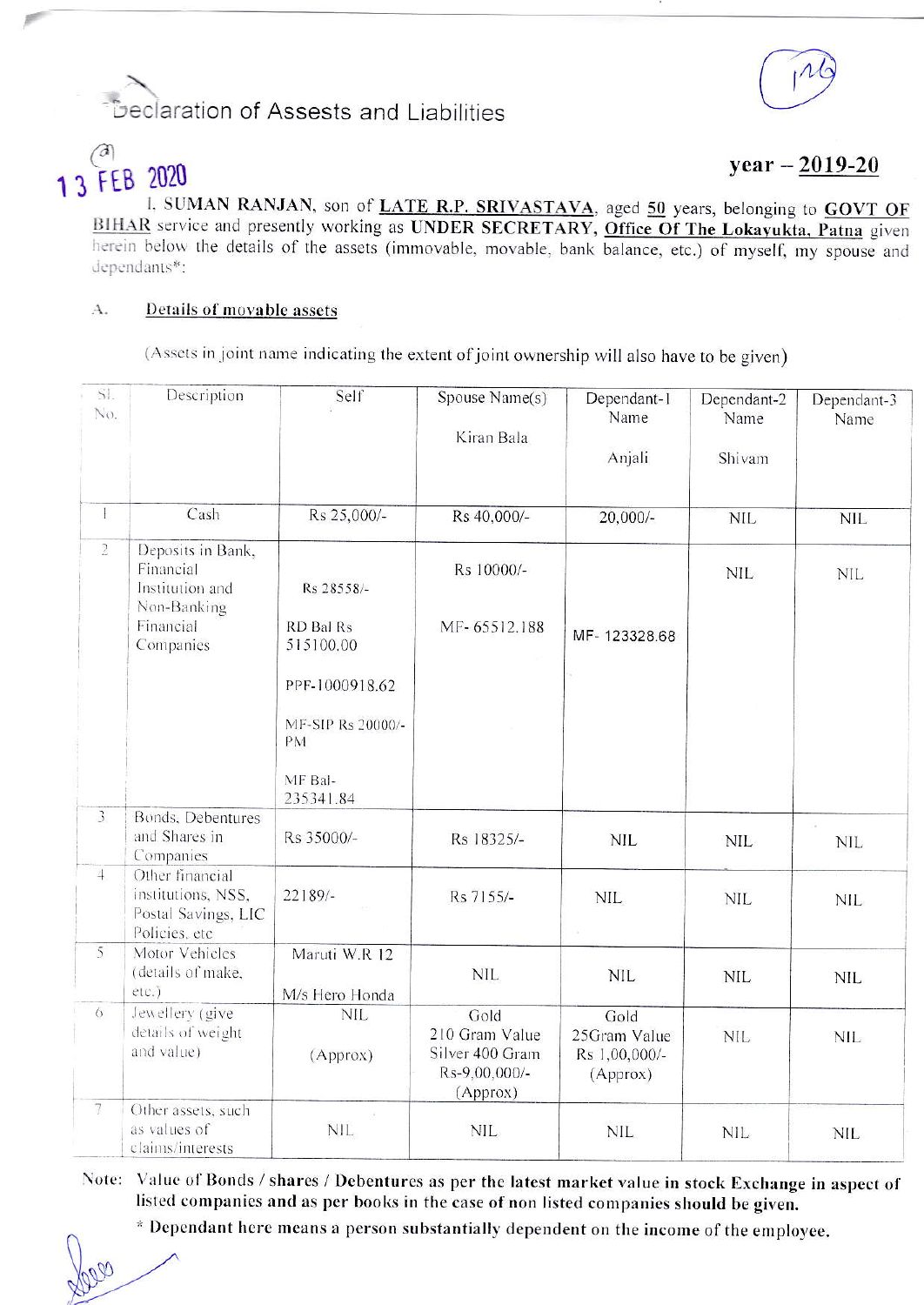# Declaration of Assests and Liabilities

13 FEB 2020

**year – 2019-20**

I, **SUMAN RANJAN**, son of **LATE R.P. SRIVASTAVA**, aged **50** years, belonging to **GOVT OF BIHAR** service and presently working as **UNDER SECRETARY, Office Of The Lokayukta, Patna** given herein below the details of the assets (immovable, movable, bank balance, etc.) of myself, my spouse and dependants*:

A. **Details of movable assets**

(Assets in joint name indicating the extent of joint ownership will also have to be given)

| Sl. No. | Description | Self | Spouse Name(s) Kiran Bala | Dependant-1 Name Anjali | Dependant-2 Name Shivam | Dependant-3 Name |
|---|---|---|---|---|---|---|
| 1 | Cash | Rs 25,000/- | Rs 40,000/- | 20,000/- | NIL | NIL |
| 2 | Deposits in Bank, Financial Institution and Non-Banking Financial Companies | Rs 28558/-<br>RD Bal Rs 515100.00<br>PPF-1000918.62<br>MF-SIP Rs 20000/- PM<br>MF Bal- 235341.84 | Rs 10000/-<br>MF- 65512.188 | MF- 123328.68 | NIL | NIL |
| 3 | Bonds, Debentures and Shares in Companies | Rs 35000/- | Rs 18325/- | NIL | NIL | NIL |
| 4 | Other financial institutions, NSS, Postal Savings, LIC Policies, etc | 22189/- | Rs 7155/- | NIL | NIL | NIL |
| 5 | Motor Vehicles (details of make, etc.) | Maruti W.R 12<br>M/s Hero Honda | NIL | NIL | NIL | NIL |
| 6 | Jewellery (give details of weight and value) | NIL<br>(Approx) | Gold 210 Gram Value Silver 400 Gram Rs-9,00,000/- (Approx) | Gold 25Gram Value Rs 1,00,000/- (Approx) | NIL | NIL |
| 7 | Other assets, such as values of claims/interests | NIL | NIL | NIL | NIL | NIL |

Note: **Value of Bonds / shares / Debentures as per the latest market value in stock Exchange in aspect of listed companies and as per books in the case of non listed companies should be given.**

\* **Dependant here means a person substantially dependent on the income of the employee.**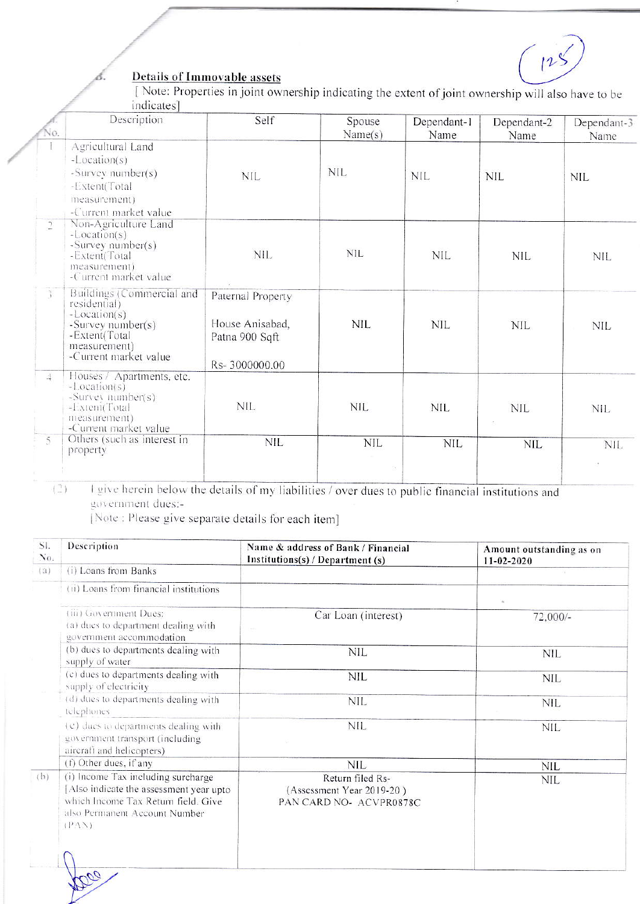B. **Details of Immovable assets**

[ Note: Properties in joint ownership indicating the extent of joint ownership will also have to be indicates]

| Sl. No. | Description | Self | Spouse Name(s) | Dependant-1 Name | Dependant-2 Name | Dependant-3 Name |
|---|---|---|---|---|---|---|
| 1 | Agricultural Land<br>-Location(s)<br>-Survey number(s)<br>-Extent(Total measurement)<br>-Current market value | NIL | NIL | NIL | NIL | NIL |
| 2 | Non-Agriculture Land<br>-Location(s)<br>-Survey number(s)<br>-Extent(Total measurement)<br>-Current market value | NIL | NIL | NIL | NIL | NIL |
| 3 | Buildings (Commercial and residential)<br>-Location(s)<br>-Survey number(s)<br>-Extent(Total measurement)<br>-Current market value | Paternal Property<br><br>House Anisabad, Patna 900 Sqft<br><br>Rs- 3000000.00 | NIL | NIL | NIL | NIL |
| 4 | Houses / Apartments, etc.<br>-Location(s)<br>-Survey number(s)<br>-Extent(Total measurement)<br>-Current market value | NIL | NIL | NIL | NIL | NIL |
| 5 | Others (such as interest in property | NIL | NIL | NIL | NIL | NIL |

(2) I give herein below the details of my liabilities / over dues to public financial institutions and government dues:-

[Note : Please give separate details for each item]

| Sl. No. | Description | Name & address of Bank / Financial Institutions(s) / Department (s) | Amount outstanding as on 11-02-2020 |
|---|---|---|---|
| (a) | (i) Loans from Banks | | |
| | (ii) Loans from financial institutions | | |
| | (iii) Government Dues:<br>(a) dues to department dealing with government accommodation | Car Loan (interest) | 72,000/- |
| | (b) dues to departments dealing with supply of water | NIL | NIL |
| | (c) dues to departments dealing with supply of electricity | NIL | NIL |
| | (d) dues to departments dealing with telephones | NIL | NIL |
| | (e) dues to departments dealing with government transport (including aircraft and helicopters) | NIL | NIL |
| | (f) Other dues, if any | NIL | NIL |
| (b) | (i) Income Tax including surcharge [Also indicate the assessment year upto which Income Tax Return field. Give also Permanent Account Number (PAN) | Return filed Rs-<br>(Assessment Year 2019-20 )<br>PAN CARD NO- ACVPR0878C | NIL |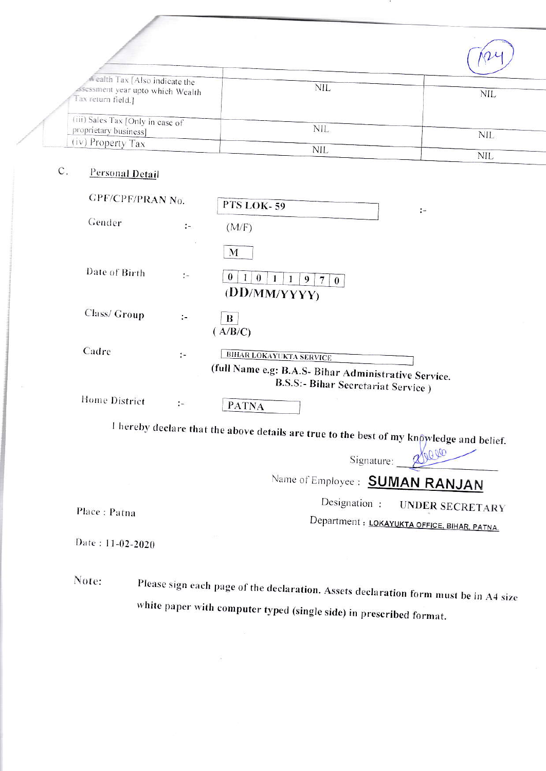| | | |
|---|---|---|
| Wealth Tax [Also indicate the assessment year upto which Wealth Tax return field.] | NIL | NIL |
| (iii) Sales Tax [Only in case of proprietary business] | NIL | NIL |
| (iv) Property Tax | NIL | NIL |

C. **Personal Detail**

CPF/CPF/PRAN No. :- PTS LOK- 59

Gender :- (M/F)

M

Date of Birth :- 0 1 0 1 1 9 7 0

**(DD/MM/YYYY)**

Class/ Group :- B

( A/B/C)

Cadre :- BIHAR LOKAYUKTA SERVICE

**(full Name e.g: B.A.S- Bihar Administrative Service. B.S.S:- Bihar Secretariat Service )**

Home District :- PATNA

I hereby declare that the above details are true to the best of my knowledge and belief.

Signature: ____________

Name of Employee : **SUMAN RANJAN**

Designation : UNDER SECRETARY

Department : LOKAYUKTA OFFICE, BIHAR, PATNA.

Place : Patna

Date : 11-02-2020

Note: **Please sign each page of the declaration. Assets declaration form must be in A4 size white paper with computer typed (single side) in prescribed format.**